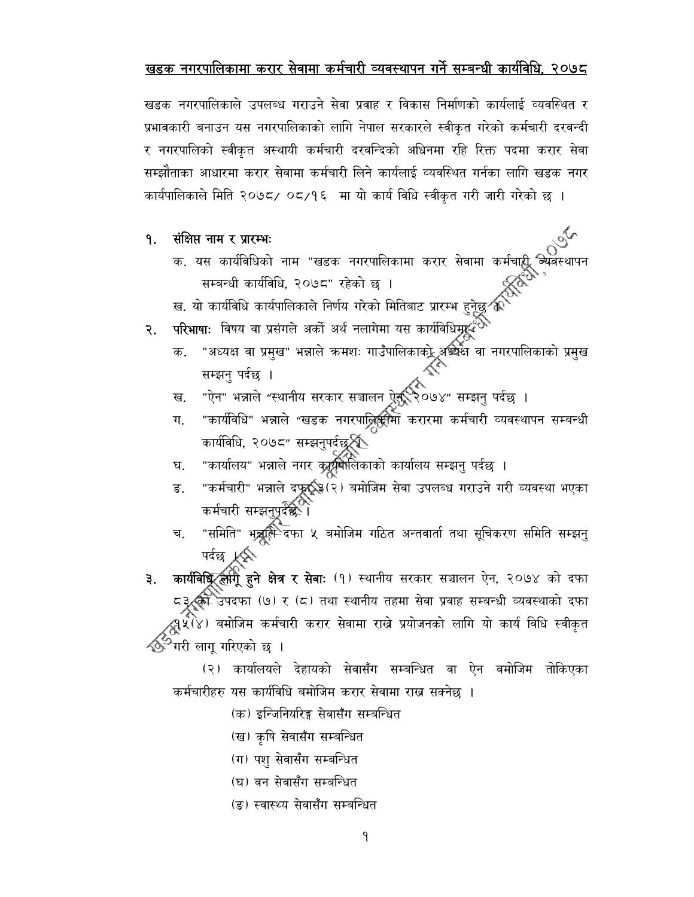## खडक नगरपालिकामा करार सेवामा कर्मचारी व्यवस्थापन गर्ने सम्बन्धी कार्यविधि, २०७८

खडक नगरपालिकाले उपलब्ध गराउने सेवा प्रवाह र विकास निर्माणको कार्यलाई व्यवस्थित र प्रभावकारी बनाउन यस नगरपालिकाको लागि नेपाल सरकारले स्वीकृत गरेको कर्मचारी दरवन्दी र नगरपालिको स्वीकृत अस्थायी कर्मचारी दरवन्दिको अधिनमा रहि रिक्त पदमा करार सेवा सम्झौताका आधारमा करार सेवामा कर्मचारी लिने कार्यलाई व्यवस्थित गर्नका लागि खडक नगर कार्यपालिकाले मिति २०७८/ ०८/१६ मा यो कार्य विधि स्वीकृत गरी जारी गरेको छ ।

१. **संक्षिप्त नाम र प्रारम्भः**

क. यस कार्यविधिको नाम "खडक नगरपालिकामा करार सेवामा कर्मचारी व्यवस्थापन सम्बन्धी कार्यविधि, २०७८" रहेको छ ।

ख. यो कार्यविधि कार्यपालिकाले निर्णय गरेको मितिबाट प्रारम्भ हुनेछ ।

२. **परिभाषाः** विषय वा प्रसंगले अर्को अर्थ नलागेमा यस कार्यविधिमा–

क. "अध्यक्ष वा प्रमुख" भन्नाले क्रमशः गाउँपालिकाको अध्यक्ष वा नगरपालिकाको प्रमुख सम्झनु पर्दछ ।

ख. "ऐन" भन्नाले "स्थानीय सरकार सञ्चालन ऐन, २०७४" सम्झनु पर्दछ ।

ग. "कार्यविधि" भन्नाले "खडक नगरपालिकामा करारमा कर्मचारी व्यवस्थापन सम्बन्धी कार्यविधि, २०७८" सम्झनुपर्दछ ।

घ. "कार्यालय" भन्नाले नगर कार्यपालिकाको कार्यालय सम्झनु पर्दछ ।

ङ. "कर्मचारी" भन्नाले दफा ३(२) बमोजिम सेवा उपलब्ध गराउने गरी व्यवस्था भएका कर्मचारी सम्झनुपर्दछ ।

च. "समिति" भन्नाले दफा ५ बमोजिम गठित अन्तवार्ता तथा सूचिकरण समिति सम्झनु पर्दछ ।

३. **कार्यविधि लागू हुने क्षेत्र र सेवाः** (१) स्थानीय सरकार सञ्चालन ऐन, २०७४ को दफा ८३ को उपदफा (७) र (८) तथा स्थानीय तहमा सेवा प्रवाह सम्बन्धी व्यवस्थाको दफा १५(४) बमोजिम कर्मचारी करार सेवामा राख्ने प्रयोजनको लागि यो कार्य विधि स्वीकृत गरी लागू गरिएको छ ।

(२) कार्यालयले देहायको सेवासँग सम्बन्धित वा ऐन वमोजिम तोकिएका कर्मचारीहरु यस कार्यविधि बमोजिम करार सेवामा राख्न सक्नेछ ।

(क) इन्जिनियरिङ्ग सेवासँग सम्बन्धित

(ख) कृषि सेवासँग सम्बन्धित

(ग) पशु सेवासँग सम्बन्धित

(घ) वन सेवासँग सम्बन्धित

(ङ) स्वास्थ्य सेवासँग सम्बन्धित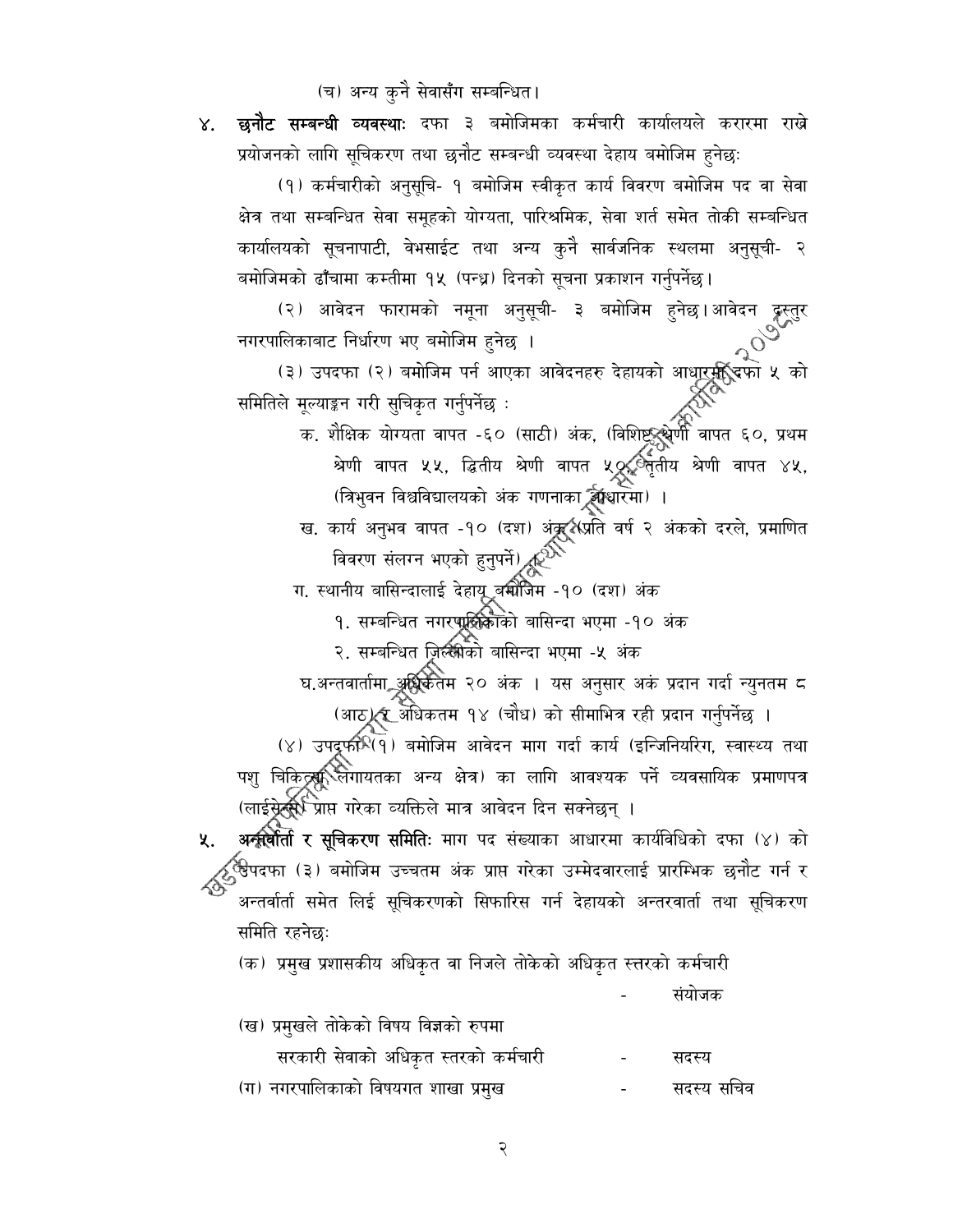(च) अन्य कुनै सेवासँग सम्बन्धित।

४. **छनौट सम्बन्धी व्यवस्थाः** दफा ३ बमोजिमका कर्मचारी कार्यालयले करारमा राख्ने प्रयोजनको लागि सूचिकरण तथा छनौट सम्बन्धी व्यवस्था देहाय बमोजिम हुनेछः

(१) कर्मचारीको अनुसुचि- १ बमोजिम स्वीकृत कार्य विवरण बमोजिम पद वा सेवा क्षेत्र तथा सम्बन्धित सेवा समूहको योग्यता, पारिश्रमिक, सेवा शर्त समेत तोकी सम्बन्धित कार्यालयको सूचनापाटी, वेभसाईट तथा अन्य कुनै सार्वजनिक स्थलमा अनुसूची- २ बमोजिमको ढाँचामा कम्तीमा १५ (पन्ध्र) दिनको सूचना प्रकाशन गर्नुपर्नेछ।

(२) आवेदन फारामको नमूना अनुसूची- ३ बमोजिम हुनेछ।आवेदन दस्तुर नगरपालिकाबाट निर्धारण भए बमोजिम हुनेछ ।

(३) उपदफा (२) बमोजिम पर्न आएका आवेदनहरु देहायको आधारमा दफा ५ को समितिले मूल्याङ्कन गरी सुचिकृत गर्नुपर्नेछ :

क. शैक्षिक योग्यता वापत -६० (साठी) अंक, (विशिष्ट श्रेणी वापत ६०, प्रथम श्रेणी वापत ५५, द्धितीय श्रेणी वापत ५०, तृतीय श्रेणी वापत ४५, (त्रिभुवन विश्वविद्यालयको अंक गणनाका आधारमा) ।

ख. कार्य अनुभव वापत -१० (दश) अंक (प्रति वर्ष २ अंकको दरले, प्रमाणित विवरण संलग्न भएको हुनुपर्ने) ।

ग. स्थानीय बासिन्दालाई देहाय बमोजिम -१० (दश) अंक

१. सम्बन्धित नगरपालिकाको बासिन्दा भएमा -१० अंक

२. सम्बन्धित जिल्लाको बासिन्दा भएमा -५ अंक

घ.अन्तवार्तामा अधिकतम २० अंक । यस अनुसार अकं प्रदान गर्दा न्युनतम ८ (आठ) र अधिकतम १४ (चौध) को सीमाभित्र रही प्रदान गर्नुपर्नेछ ।

(४) उपदफा (१) बमोजिम आवेदन माग गर्दा कार्य (इन्जिनियरिंग, स्वास्थ्य तथा पशु चिकित्सा लगायतका अन्य क्षेत्र) का लागि आवश्यक पर्ने व्यवसायिक प्रमाणपत्र (लाईसेन्स) प्राप्त गरेका व्यक्तिले मात्र आवेदन दिन सक्नेछन् ।

५. **अन्तर्वार्ता र सूचिकरण समितिः** माग पद संख्याका आधारमा कार्यविधिको दफा (४) को उपदफा (३) बमोजिम उच्चतम अंक प्राप्त गरेका उम्मेदवारलाई प्रारम्भिक छनौट गर्न र अन्तर्वार्ता समेत लिई सूचिकरणको सिफारिस गर्न देहायको अन्तरवार्ता तथा सूचिकरण समिति रहनेछः

(क) प्रमुख प्रशासकीय अधिकृत वा निजले तोकेको अधिकृत स्तरको कर्मचारी - संयोजक

(ख) प्रमुखले तोकेको विषय विज्ञको रुपमा सरकारी सेवाको अधिकृत स्तरको कर्मचारी - सदस्य

(ग) नगरपालिकाको विषयगत शाखा प्रमुख - सदस्य सचिव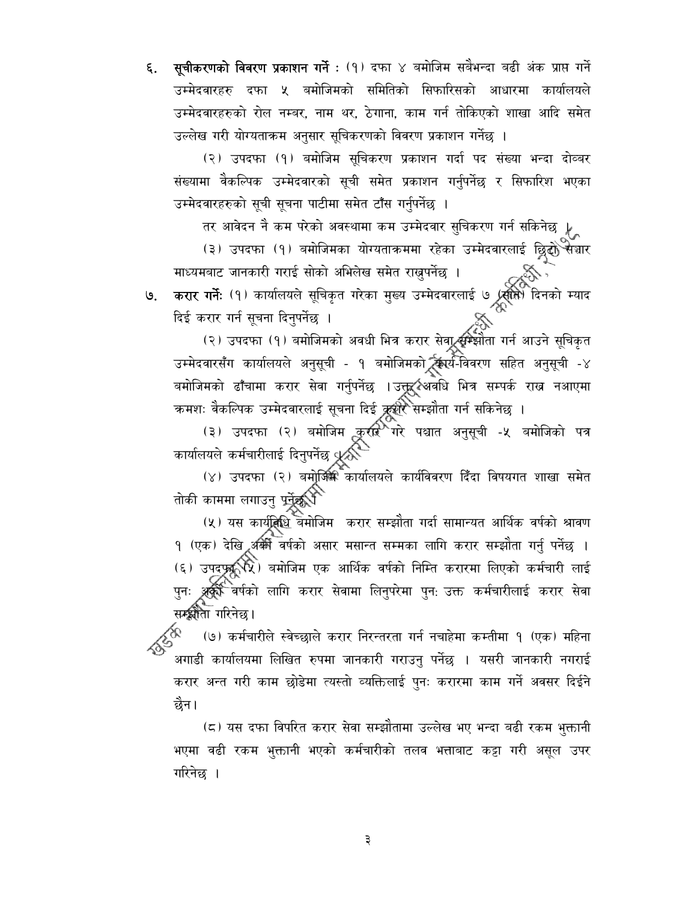६. **सूचीकरणको विवरण प्रकाशन गर्ने :** (१) दफा ४ बमोजिम सबैभन्दा बढी अंक प्राप्त गर्ने उम्मेदवारहरु दफा ५ बमोजिमको समितिको सिफारिसको आधारमा कार्यालयले उम्मेदवारहरुको रोल नम्बर, नाम थर, ठेगाना, काम गर्न तोकिएको शाखा आदि समेत उल्लेख गरी योग्यताक्रम अनुसार सूचिकरणको विवरण प्रकाशन गर्नेछ ।

(२) उपदफा (१) बमोजिम सूचिकरण प्रकाशन गर्दा पद संख्या भन्दा दोव्वर संख्यामा वैकल्पिक उम्मेदवारको सूची समेत प्रकाशन गर्नुपर्नेछ र सिफारिश भएका उम्मेदवारहरुको सूची सूचना पाटीमा समेत टाँस गर्नुपर्नेछ ।

तर आवेदन नै कम परेको अवस्थामा कम उम्मेदवार सुचिकरण गर्न सकिनेछ ।

(३) उपदफा (१) बमोजिमका योग्यताक्रममा रहेका उम्मेदवारलाई छिटो सञ्चार माध्यमबाट जानकारी गराई सोको अभिलेख समेत राख्नुपर्नेछ ।

७. **करार गर्ने:** (१) कार्यालयले सूचिकृत गरेका मुख्य उम्मेदवारलाई ७ (सात) दिनको म्याद दिई करार गर्न सूचना दिनुपर्नेछ ।

(२) उपदफा (१) बमोजिमको अवधी भित्र करार सेवा सम्झौता गर्न आउने सूचिकृत उम्मेदवारसँग कार्यालयले अनुसूची - १ बमोजिमको कार्य-विवरण सहित अनुसूची -४ बमोजिमको ढाँचामा करार सेवा गर्नुपर्नेछ । उक्त अवधि भित्र सम्पर्क राख्न नआएमा क्रमशः वैकल्पिक उम्मेदवारलाई सूचना दिई करार सम्झौता गर्न सकिनेछ ।

(३) उपदफा (२) बमोजिम करार गरे पश्चात अनुसूची -५ बमोजिको पत्र कार्यालयले कर्मचारीलाई दिनुपर्नेछ ।

(४) उपदफा (२) बमोजिम कार्यालयले कार्यविवरण दिँदा विषयगत शाखा समेत तोकी काममा लगाउनु पर्नेछ ।

(५) यस कार्यविधि बमोजिम करार सम्झौता गर्दा सामान्यत आर्थिक वर्षको श्रावण १ (एक) देखि अर्को वर्षको असार मसान्त सम्मका लागि करार सम्झौता गर्नु पर्नेछ । (६) उपदफा (५) बमोजिम एक आर्थिक वर्षको निम्ति करारमा लिएको कर्मचारी लाई पुनः अर्को वर्षको लागि करार सेवामा लिनुपरेमा पुनः उक्त कर्मचारीलाई करार सेवा सम्झौता गरिनेछ।

(७) कर्मचारीले स्वेच्छाले करार निरन्तरता गर्न नचाहेमा कम्तीमा १ (एक) महिना अगाडी कार्यालयमा लिखित रुपमा जानकारी गराउनु पर्नेछ । यसरी जानकारी नगराई करार अन्त गरी काम छोडेमा त्यस्तो व्यक्तिलाई पुनः करारमा काम गर्ने अवसर दिईने छैन।

(८) यस दफा विपरित करार सेवा सम्झौतामा उल्लेख भए भन्दा बढी रकम भुक्तानी भएमा वढी रकम भुक्तानी भएको कर्मचारीको तलव भत्ताबाट कट्टा गरी असूल उपर गरिनेछ ।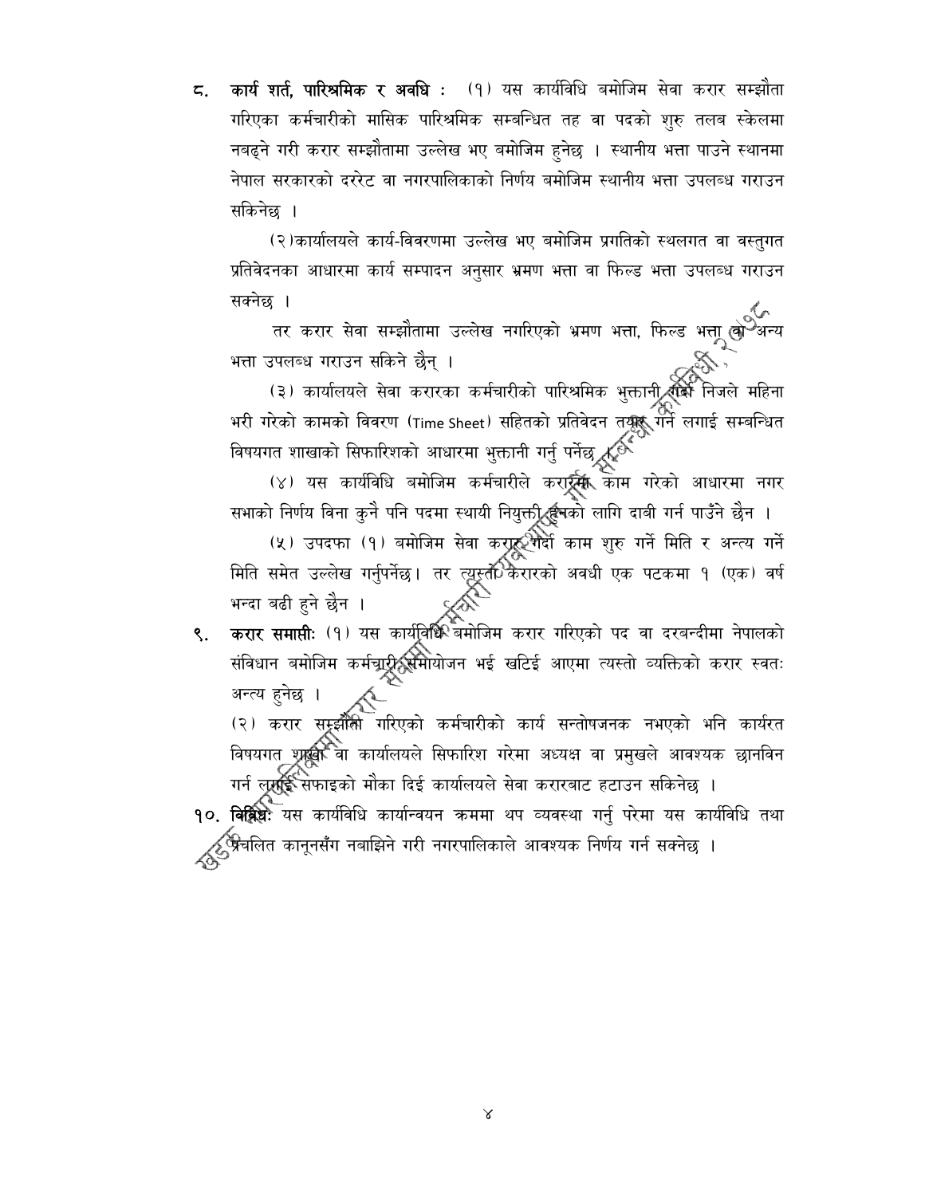**८. कार्य शर्त, पारिश्रमिक र अवधि :** (१) यस कार्यविधि बमोजिम सेवा करार सम्झौता गरिएका कर्मचारीको मासिक पारिश्रमिक सम्बन्धित तह वा पदको शुरु तलब स्केलमा नबढ्ने गरी करार सम्झौतामा उल्लेख भए बमोजिम हुनेछ । स्थानीय भत्ता पाउने स्थानमा नेपाल सरकारको दररेट वा नगरपालिकाको निर्णय बमोजिम स्थानीय भत्ता उपलब्ध गराउन सकिनेछ ।

(२)कार्यालयले कार्य-विवरणमा उल्लेख भए बमोजिम प्रगतिको स्थलगत वा वस्तुगत प्रतिवेदनका आधारमा कार्य सम्पादन अनुसार भ्रमण भत्ता वा फिल्ड भत्ता उपलब्ध गराउन सक्नेछ ।

तर करार सेवा सम्झौतामा उल्लेख नगरिएको भ्रमण भत्ता, फिल्ड भत्ता वा अन्य भत्ता उपलब्ध गराउन सकिने छैन् ।

(३) कार्यालयले सेवा करारका कर्मचारीको पारिश्रमिक भुक्तानी गर्दा निजले महिना भरी गरेको कामको विवरण (Time Sheet) सहितको प्रतिवेदन तयार गर्न लगाई सम्बन्धित विषयगत शाखाको सिफारिशको आधारमा भुक्तानी गर्नु पर्नेछ ।

(४) यस कार्यविधि बमोजिम कर्मचारीले करारमा काम गरेको आधारमा नगर सभाको निर्णय विना कुनै पनि पदमा स्थायी नियुक्ती हुनको लागि दाबी गर्न पाउँने छैन ।

(५) उपदफा (१) बमोजिम सेवा करार गर्दा काम शुरु गर्ने मिति र अन्त्य गर्ने मिति समेत उल्लेख गर्नुपर्नेछ। तर त्यस्तो करारको अवधी एक पटकमा १ (एक) वर्ष भन्दा बढी हुने छैन ।

**९. करार समाप्तीः** (१) यस कार्यविधि बमोजिम करार गरिएको पद वा दरबन्दीमा नेपालको संविधान बमोजिम कर्मचारी समायोजन भई खटिई आएमा त्यस्तो व्यक्तिको करार स्वतः अन्त्य हुनेछ ।

(२) करार सम्झौता गरिएको कर्मचारीको कार्य सन्तोषजनक नभएको भनि कार्यरत विषयगत शाखा वा कार्यालयले सिफारिश गरेमा अध्यक्ष वा प्रमुखले आवश्यक छानविन गर्न लगाई सफाइको मौका दिई कार्यालयले सेवा करारबाट हटाउन सकिनेछ ।

**१०. विविधः** यस कार्यविधि कार्यान्वयन क्रममा थप व्यवस्था गर्नु परेमा यस कार्यविधि तथा प्रचलित कानूनसँग नबाझिने गरी नगरपालिकाले आवश्यक निर्णय गर्न सक्नेछ ।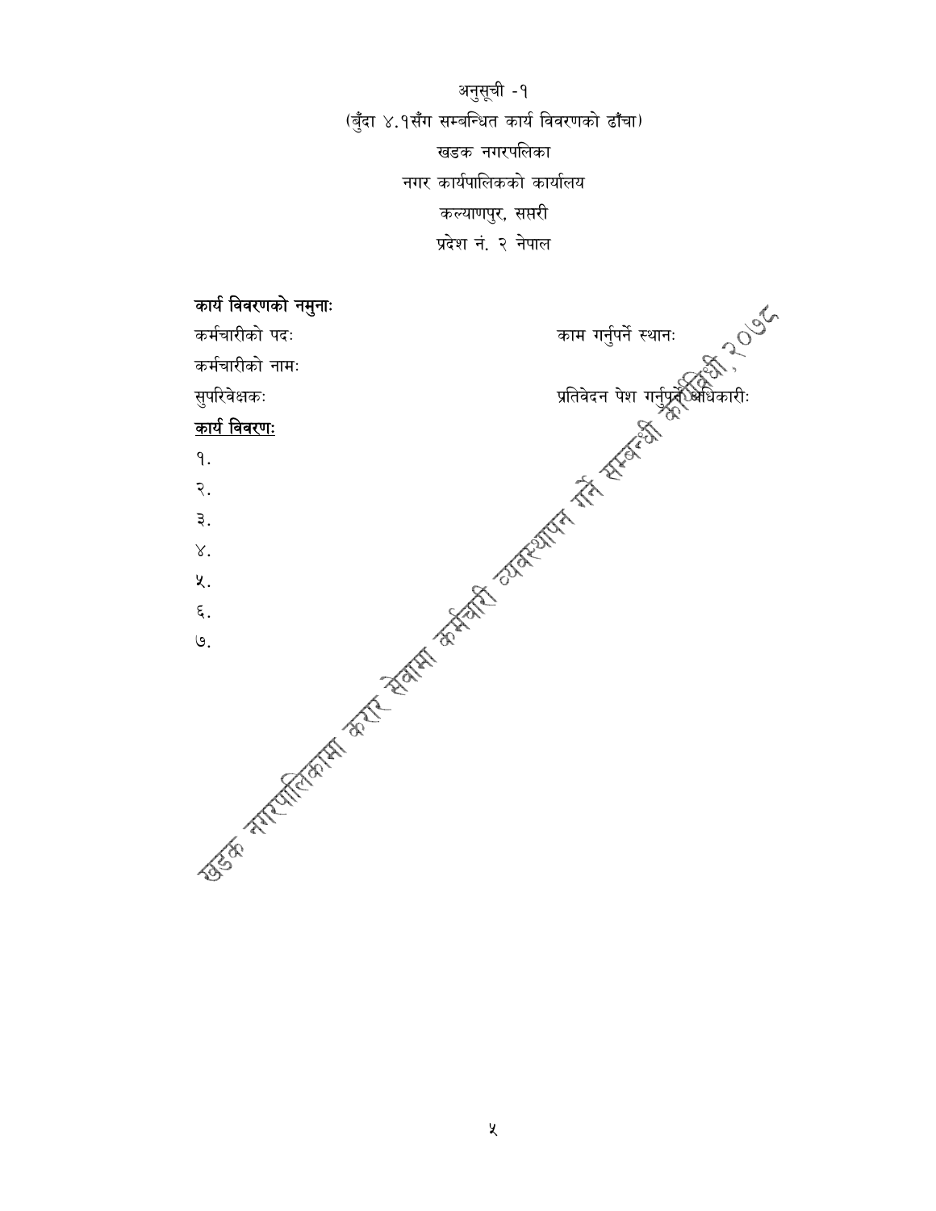अनुसूची -१

(बुँदा ४.१सँग सम्बन्धित कार्य विवरणको ढाँचा)

खडक नगरपलिका

नगर कार्यपालिकको कार्यालय

कल्याणपुर, सप्तरी

प्रदेश नं. २ नेपाल

**कार्य विवरणको नमुनाः**

कर्मचारीको पदः काम गर्नुपर्ने स्थानः

कर्मचारीको नामः

सुपरिवेक्षकः प्रतिवेदन पेश गर्नुपर्ने अधिकारीः

**कार्य विवरणः**

१.

२.

३.

४.

५.

६.

७.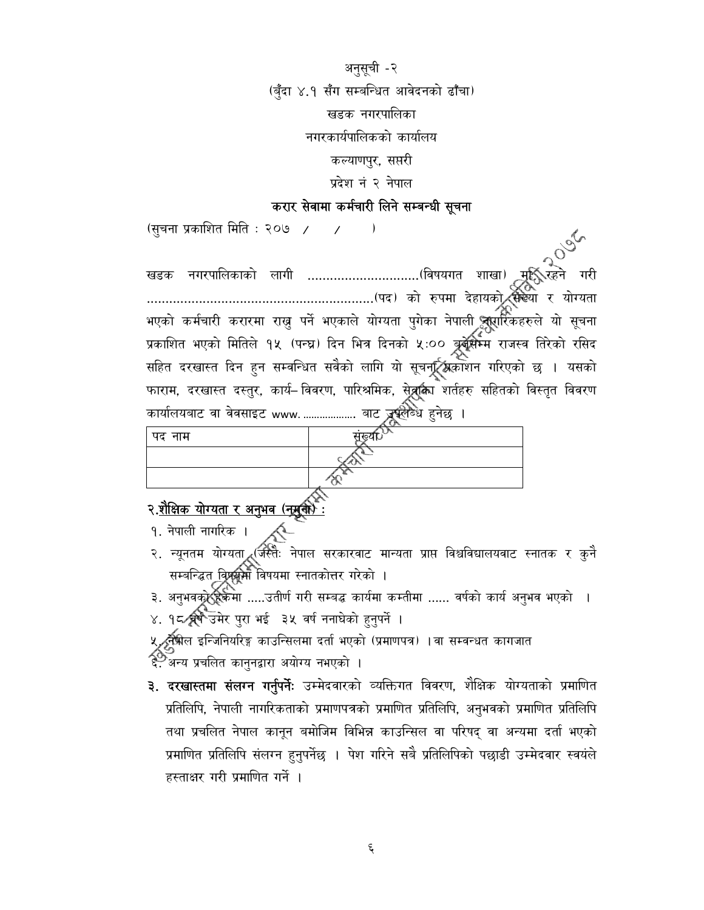अनुसूची -२

(बुँदा ४.१ सँग सम्बन्धित आवेदनको ढाँचा)

खडक नगरपालिका

नगरकार्यपालिकको कार्यालय

कल्याणपुर, सप्तरी

प्रदेश नं २ नेपाल

**करार सेवामा कर्मचारी लिने सम्बन्धी सूचना**

(सुचना प्रकाशित मिति : २०७ / / )

खडक नगरपालिकाको लागी ............................(विषयगत शाखा) मा रहने गरी ..........................................................(पद) को रुपमा देहायको संख्या र योग्यता भएको कर्मचारी करारमा राख्नु पर्ने भएकाले योग्यता पुगेका नेपाली नागरिकहरुले यो सूचना प्रकाशित भएको मितिले १५ (पन्ध्र) दिन भित्र दिनको ५:०० बजेसम्म राजस्व तिरेको रसिद सहित दरखास्त दिन हुन सम्वन्धित सवैको लागि यो सूचना प्रकाशन गरिएको छ । यसको फाराम, दरखास्त दस्तुर, कार्य– विवरण, पारिश्रमिक, सेवाका शर्तहरु सहितको विस्तृत विवरण कार्यालयबाट वा वेवसाइट www. .................. बाट उपलब्ध हुनेछ ।

| पद नाम | संख्या |
|---|---|
| | |
| | |

**२.शैक्षिक योग्यता र अनुभव (नमुना) :**

१. नेपाली नागरिक ।

२. न्यूनतम योग्यता (जस्तैः नेपाल सरकारवाट मान्यता प्राप्त विश्वविद्यालयवाट स्नातक र कुनै सम्बन्धित विषयमा विषयमा स्नातकोत्तर गरेको ।

३. अनुभवको हकमा .....उतीर्ण गरी सम्बद्ध कार्यमा कम्तीमा ...... वर्षको कार्य अनुभव भएको ।

४. १८ वर्ष उमेर पुरा भई ३५ वर्ष ननाघेको हुनुपर्ने ।

५. नेपाल इन्जिनियरिङ्ग काउन्सिलमा दर्ता भएको (प्रमाणपत्र) ।वा सम्वन्धत कागजात

६. अन्य प्रचलित कानुनद्वारा अयोग्य नभएको ।

**३. दरखास्तमा संलग्न गर्नुपर्नेः** उम्मेदवारको व्यक्तिगत विवरण, शैक्षिक योग्यताको प्रमाणित प्रतिलिपि, नेपाली नागरिकताको प्रमाणपत्रको प्रमाणित प्रतिलिपि, अनुभवको प्रमाणित प्रतिलिपि तथा प्रचलित नेपाल कानून बमोजिम विभिन्न काउन्सिल वा परिषद् वा अन्यमा दर्ता भएको प्रमाणित प्रतिलिपि संलग्न हुनुपर्नेछ । पेश गरिने सबै प्रतिलिपिको पछाडी उम्मेदवार स्वयंले हस्ताक्षर गरी प्रमाणित गर्ने ।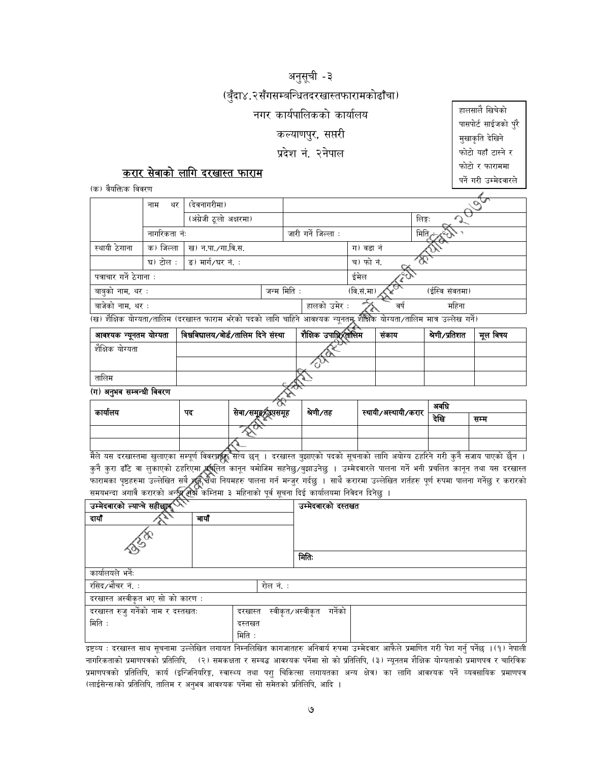अनुसूची -३

(बुँदा४.२सँगसम्बन्धितदरखास्तफारामकोढाँचा)

नगर कार्यपालिकको कार्यालय

कल्याणपुर, सप्तरी

प्रदेश नं. २नेपाल

हालसालै खिचेको पासपोर्ट साईजको पुरै मुखाकृति देखिने फोटो यहाँ टास्ने र फोटो र फाराममा पर्ने गरी उम्मेदवारले

## करार सेवाको लागि दरखास्त फाराम

(क) वैयक्तिक विवरण

| | नाम थर | (देवनागरीमा) | | | |
|---|---|---|---|---|---|
| | | (अंग्रेजी ठूलो अक्षरमा) | | | लिङ्गः |
| | नागरिकता नंः | | जारी गर्ने जिल्ला : | | मिति : |
| स्थायी ठेगाना | क) जिल्ला | ख) न.पा./गा.वि.स. | | ग) वडा नं | |
| | घ) टोल : | ङ) मार्ग/घर नं. : | | च) फो नं. | |
| पत्राचार गर्ने ठेगाना : | | | | ईमेल | |
| बाबुको नाम, थर : | | | जन्म मिति : | (वि.सं.मा) | (ईस्वि संवतमा) |
| बाजेको नाम, थर : | | | हालको उमेर : | वर्ष | महिना |

(ख) शैक्षिक योग्यता/तालिम (दरखास्त फाराम भरेको पदको लागि चाहिने आवश्यक न्यूनतम शैक्षिक योग्यता/तालिम मात्र उल्लेख गर्ने)

| आवश्यक न्यूनतम योग्यता | विश्वविद्यालय/बोर्ड/तालिम दिने संस्था | शैक्षिक उपाधि/तालिम | संकाय | श्रेणी/प्रतिशत | मूल विषय |
|---|---|---|---|---|---|
| शैक्षिक योग्यता | | | | | |
| | | | | | |
| तालिम | | | | | |

(ग) अनुभव सम्बन्धी विवरण

| कार्यालय | पद | सेवा/समूह/उपसमूह | श्रेणी/तह | स्थायी/अस्थायी/करार | अवधि | |
|---|---|---|---|---|---|---|
| | | | | | देखि | सम्म |
| | | | | | | |
| | | | | | | |

मैले यस दरखास्तमा खुलाएका सम्पूर्ण विवरणहरु सत्य छन् । दरखास्त बुझाएको पदको सूचनाको लागि अयोग्य ठहरिने गरी कुनै सजाय पाएको छैन । कुनै कुरा ढाँटे वा लुकाएको ठहरिएमा प्रचलित कानून बमोजिम सहनेछु/बुझाउनेछु । उम्मेदवारले पालना गर्ने भनी प्रचलित कानून तथा यस दरखास्त फारामका पृष्ठहरुमा उल्लेखित सबै शर्त तथा नियमहरु पालना गर्न मन्जुर गर्दछु । साथै करारमा उल्लेखित शर्तहरु पूर्ण रुपमा पालना गर्नेछु र करारको समयभन्दा अगावै करारको अन्त्य गर्दा कम्तिमा ३ महिनाको पूर्व सूचना दिई कार्यालयमा निवेदन दिनेछु ।

| उम्मेदवारको ल्याप्चे सहीछाप | | उम्मेदवारको दस्तखत |
|---|---|---|
| दायाँ | बायाँ | |
| | | मितिः |

| कार्यालयले भर्नेः | | |
|---|---|---|
| रसिद/भौचर नं. : | रोल नं. : | |
| दरखास्त अस्वीकृत भए सो को कारण : | | |
| दरखास्त रुजु गर्नेको नाम र दस्तखतः<br>मिति : | दरखास्त स्वीकृत/अस्वीकृत गर्नेको दस्तखत<br>मिति : | |

द्रष्टव्य : दरखास्त साथ सूचनामा उल्लेखित लगायत निम्नलिखित कागजातहरु अनिवार्य रुपमा उम्मेदवार आफैले प्रमाणित गरी पेश गर्नु पर्नेछ ।(१) नेपाली नागरिकताको प्रमाणपत्रको प्रतिलिपि, (२) समकक्षता र सम्बद्ध आवश्यक पर्नेमा सो को प्रतिलिपि, (३) न्यूनतम शैक्षिक योग्यताको प्रमाणपत्र र चारित्रिक प्रमाणपत्रको प्रतिलिपि, कार्य (इन्जिनियरिङ्ग, स्वास्थ्य तथा पशु चिकित्सा लगायतका अन्य क्षेत्र) का लागि आवश्यक पर्ने व्यवसायिक प्रमाणपत्र (लाईसेन्स)को प्रतिलिपि, तालिम र अनुभव आवश्यक पर्नेमा सो समेतको प्रतिलिपि, आदि ।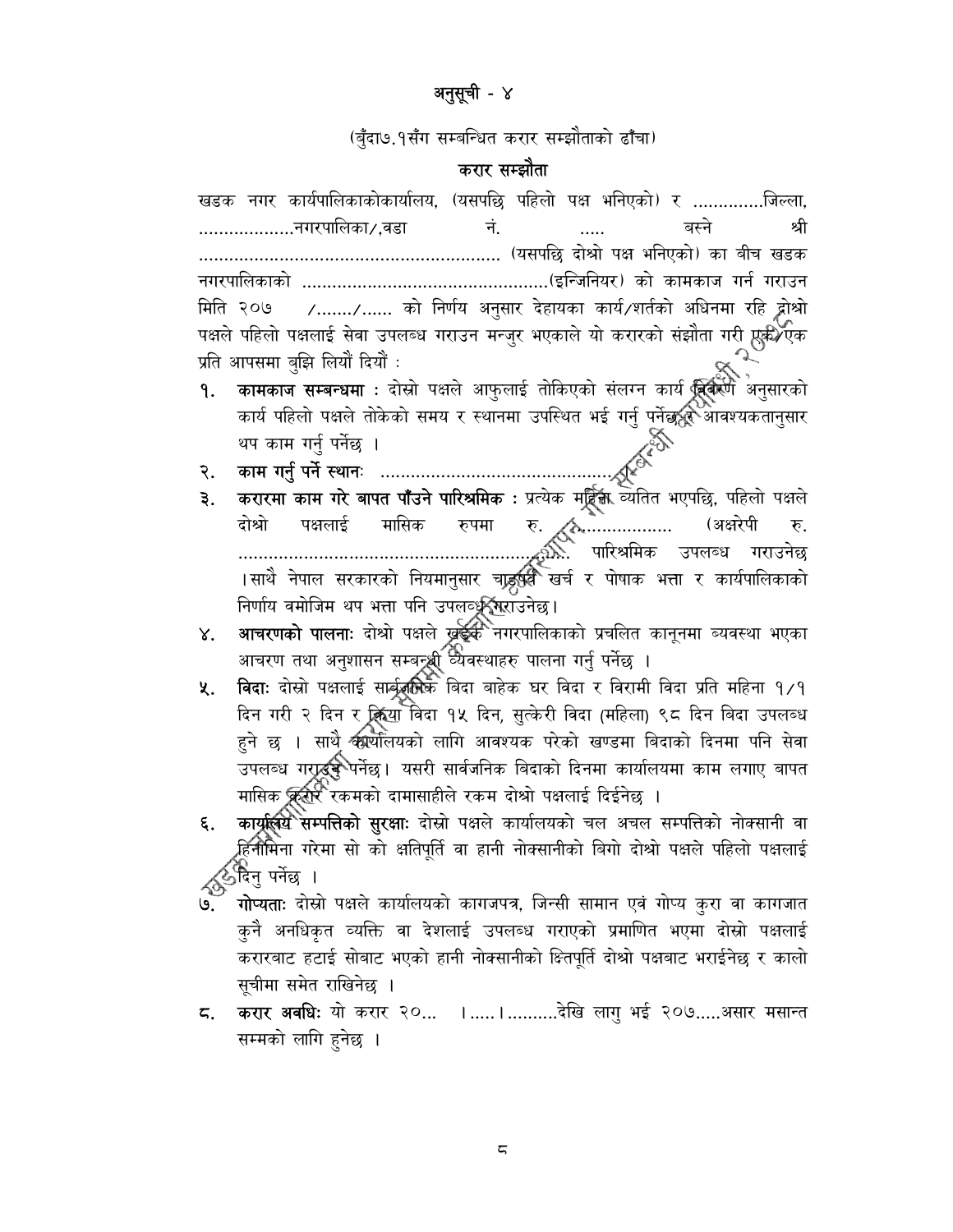# अनुसूची - ४

(बुँदा७.१सँग सम्बन्धित करार सम्झौताको ढाँचा)

## करार सम्झौता

खडक नगर कार्यपालिकाकोकार्यालय, (यसपछि पहिलो पक्ष भनिएको) र .............जिल्ला, ..................नगरपालिका/,वडा नं. ..... बस्ने श्री ........................................................... (यसपछि दोश्रो पक्ष भनिएको) का बीच खडक नगरपालिकाको ................................................(इन्जिनियर) को कामकाज गर्न गराउन मिति २०७ /......./...... को निर्णय अनुसार देहायका कार्य/शर्तको अधिनमा रहि दोश्रो पक्षले पहिलो पक्षलाई सेवा उपलब्ध गराउन मन्जुर भएकाले यो करारको संझौता गरी एक/एक प्रति आपसमा बुझि लियौं दियौं :

१. **कामकाज सम्बन्धमा :** दोस्रो पक्षले आफुलाई तोकिएको संलग्न कार्य विवरण अनुसारको कार्य पहिलो पक्षले तोकेको समय र स्थानमा उपस्थित भई गर्नु पर्नेछ र आवश्यकतानुसार थप काम गर्नु पर्नेछ ।

२. **काम गर्नु पर्ने स्थानः** ...............................................

३. **करारमा काम गरे बापत पाँउने पारिश्रमिक :** प्रत्येक महिना व्यतित भएपछि, पहिलो पक्षले दोश्रो पक्षलाई मासिक रुपमा रु. .................... (अक्षरेपी रु. ........................................................................) पारिश्रमिक उपलब्ध गराउनेछ ।साथै नेपाल सरकारको नियमानुसार चाडपर्व खर्च र पोषाक भत्ता र कार्यपालिकाको निर्णाय वमोजिम थप भत्ता पनि उपलब्ध गराउनेछ।

४. **आचरणको पालनाः** दोश्रो पक्षले खडक नगरपालिकाको प्रचलित कानूनमा व्यवस्था भएका आचरण तथा अनुशासन सम्बन्धी व्यवस्थाहरु पालना गर्नु पर्नेछ ।

५. **विदाः** दोस्रो पक्षलाई सार्वजनिक बिदा बाहेक घर विदा र विरामी विदा प्रति महिना १/१ दिन गरी २ दिन र क्रिया विदा १५ दिन, सुत्केरी विदा (महिला) ९८ दिन बिदा उपलब्ध हुने छ । साथै कार्यालयको लागि आवश्यक परेको खण्डमा बिदाको दिनमा पनि सेवा उपलब्ध गराउनु पर्नेछ। यसरी सार्वजनिक बिदाको दिनमा कार्यालयमा काम लगाए बापत मासिक करार रकमको दामासाहीले रकम दोश्रो पक्षलाई दिईनेछ ।

६. **कार्यालय सम्पत्तिको सुरक्षाः** दोस्रो पक्षले कार्यालयको चल अचल सम्पत्तिको नोक्सानी वा हिनामिना गरेमा सो को क्षतिपूर्ति वा हानी नोक्सानीको बिगो दोश्रो पक्षले पहिलो पक्षलाई दिनु पर्नेछ ।

७. **गोप्यताः** दोस्रो पक्षले कार्यालयको कागजपत्र, जिन्सी सामान एवं गोप्य कुरा वा कागजात कुनै अनधिकृत व्यक्ति वा देशलाई उपलब्ध गराएको प्रमाणित भएमा दोस्रो पक्षलाई करारबाट हटाई सोबाट भएको हानी नोक्सानीको क्षितपूर्ति दोश्रो पक्षबाट भराईनेछ र कालो सूचीमा समेत राखिनेछ ।

८. **करार अवधिः** यो करार २०... ।.....।..........देखि लागु भई २०७.....असार मसान्त सम्मको लागि हुनेछ ।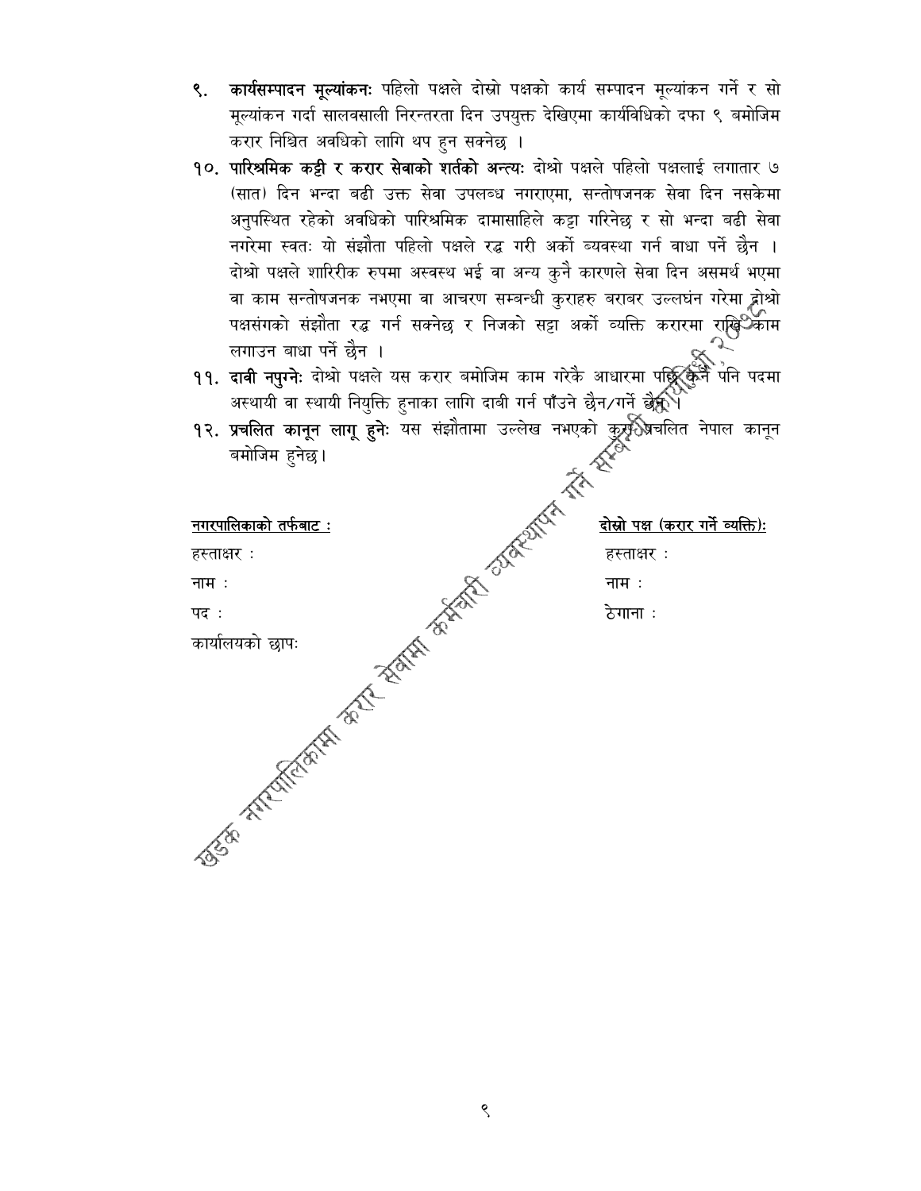९. **कार्यसम्पादन मूल्यांकनः** पहिलो पक्षले दोस्रो पक्षको कार्य सम्पादन मूल्यांकन गर्ने र सो मूल्यांकन गर्दा सालवसाली निरन्तरता दिन उपयुक्त देखिएमा कार्यविधिको दफा ९ बमोजिम करार निश्चित अवधिको लागि थप हुन सक्नेछ ।

१०. **पारिश्रमिक कट्टी र करार सेवाको शर्तको अन्त्यः** दोश्रो पक्षले पहिलो पक्षलाई लगातार ७ (सात) दिन भन्दा बढी उक्त सेवा उपलब्ध नगराएमा, सन्तोषजनक सेवा दिन नसकेमा अनुपस्थित रहेको अवधिको पारिश्रमिक दामासाहिले कट्टा गरिनेछ र सो भन्दा बढी सेवा नगरेमा स्वतः यो संझौता पहिलो पक्षले रद्ध गरी अर्को ब्यवस्था गर्न बाधा पर्ने छैन । दोश्रो पक्षले शारिरीक रुपमा अस्वस्थ भई वा अन्य कुनै कारणले सेवा दिन असमर्थ भएमा वा काम सन्तोषजनक नभएमा वा आचरण सम्बन्धी कुराहरु बराबर उल्लघंन गरेमा दोश्रो पक्षसंगको संझौता रद्ध गर्न सक्नेछ र निजको सट्टा अर्को व्यक्ति करारमा राखि काम लगाउन बाधा पर्ने छैन ।

११. **दावी नपुग्नेः** दोश्रो पक्षले यस करार बमोजिम काम गरेकै आधारमा पछि कुनै पनि पदमा अस्थायी वा स्थायी नियुक्ति हुनाका लागि दाबी गर्न पाँउने छैन/गर्ने छैन ।

१२. **प्रचलित कानून लागू हुनेः** यस संझौतामा उल्लेख नभएको कुरा प्रचलित नेपाल कानून बमोजिम हुनेछ।

| <u>नगरपालिकाको तर्फबाट :</u> | <u>दोस्रो पक्ष (करार गर्ने व्यक्ति):</u> |
|---|---|
| हस्ताक्षर : | हस्ताक्षर : |
| नाम : | नाम : |
| पद : | ठेगाना : |
| कार्यालयको छापः | |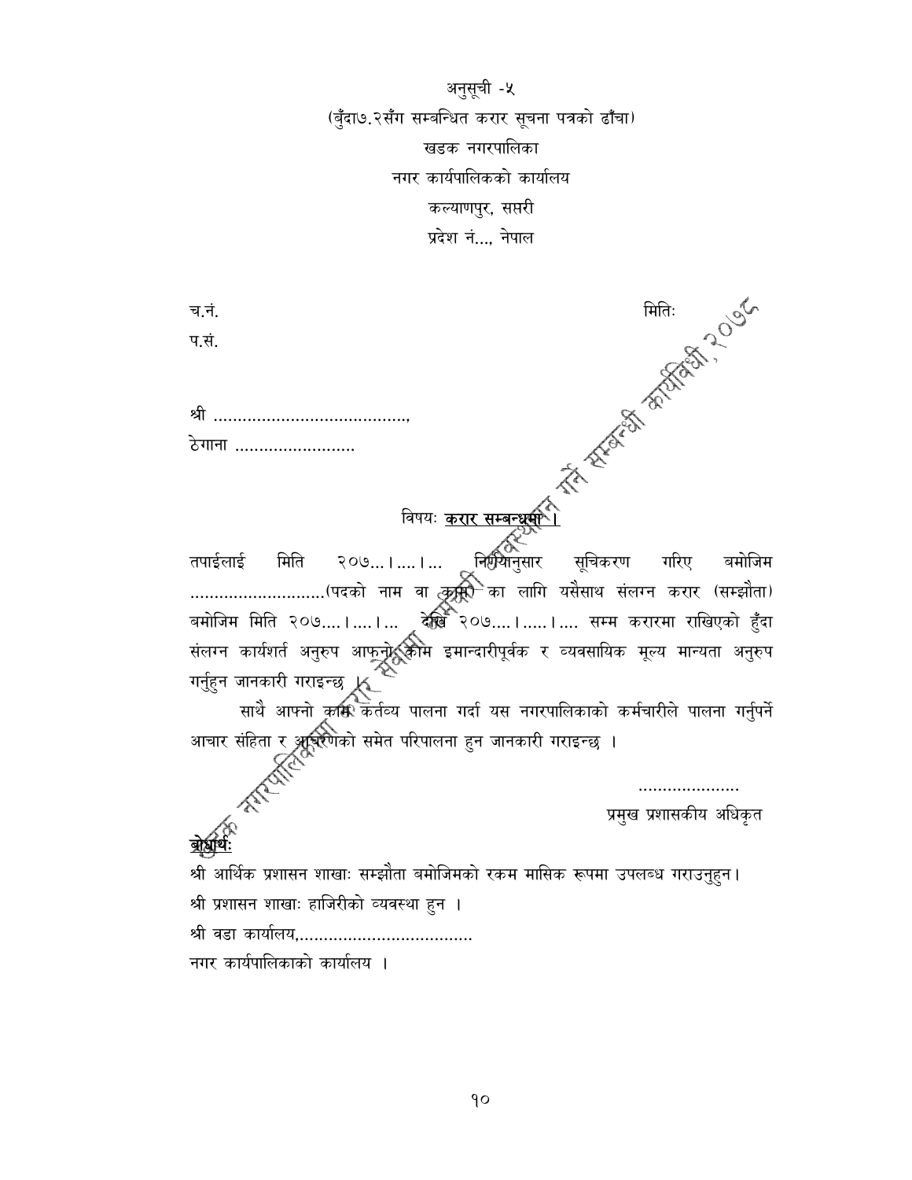अनुसूची -५

(बुँदा७.२सँग सम्बन्धित करार सूचना पत्रको ढाँचा)

खडक नगरपालिका

नगर कार्यपालिकको कार्यालय

कल्याणपुर, सप्तरी

प्रदेश नं..., नेपाल

च.नं. मितिः

प.सं.

श्री ....................................,

ठेगाना .........................

विषयः **करार सम्बन्धमा ।**

तपाईलाई मिति २०७...।....।... निर्णयानुसार सूचिकरण गरिए बमोजिम ...........................(पदको नाम वा काम) का लागि यसैसाथ संलग्न करार (सम्झौता) बमोजिम मिति २०७....।....।... देखि २०७....।.....।.... सम्म करारमा राखिएको हुँदा संलग्न कार्यशर्त अनुरुप आफ्नो काम इमान्दारीपूर्वक र व्यवसायिक मूल्य मान्यता अनुरुप गर्नुहुन जानकारी गराइन्छ ।

साथै आफ्नो काम कर्तव्य पालना गर्दा यस नगरपालिकाको कर्मचारीले पालना गर्नुपर्ने आचार संहिता र आचरणको समेत परिपालना हुन जानकारी गराइन्छ ।

.....................

प्रमुख प्रशासकीय अधिकृत

**बोधार्थः**

श्री आर्थिक प्रशासन शाखाः सम्झौता बमोजिमको रकम मासिक रूपमा उपलब्ध गराउनुहुन।

श्री प्रशासन शाखाः हाजिरीको व्यवस्था हुन ।

श्री वडा कार्यालय,....................................

नगर कार्यपालिकाको कार्यालय ।